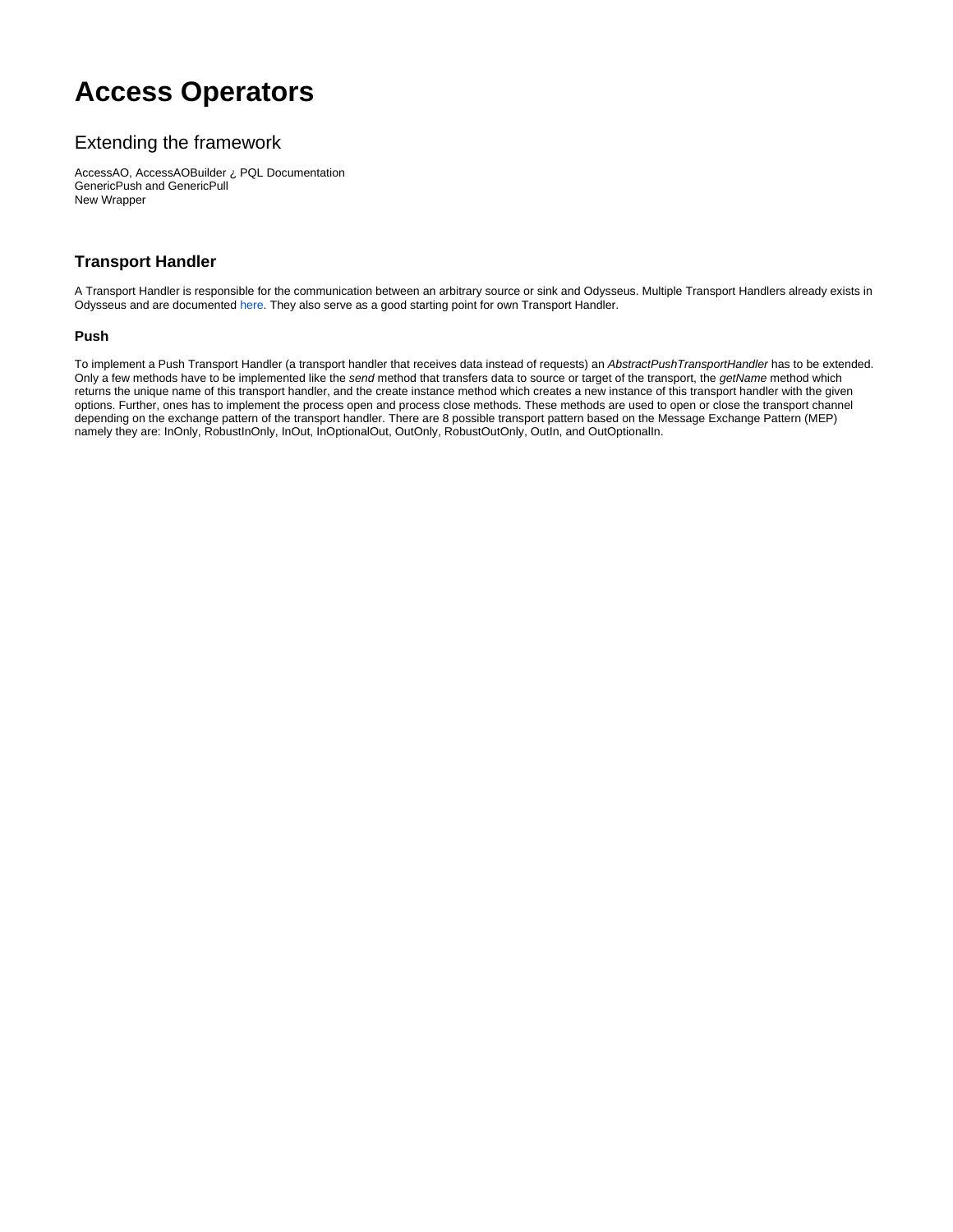# Access Operators

## Extending the framework

AccessAO, AccessAOBuilder ¿ PQL Documentation
GenericPush and GenericPull
New Wrapper

### Transport Handler

A Transport Handler is responsible for the communication between an arbitrary source or sink and Odysseus. Multiple Transport Handlers already exists in Odysseus and are documented here. They also serve as a good starting point for own Transport Handler.

#### Push

To implement a Push Transport Handler (a transport handler that receives data instead of requests) an *AbstractPushTransportHandler* has to be extended. Only a few methods have to be implemented like the *send* method that transfers data to source or target of the transport, the *getName* method which returns the unique name of this transport handler, and the create instance method which creates a new instance of this transport handler with the given options. Further, ones has to implement the process open and process close methods. These methods are used to open or close the transport channel depending on the exchange pattern of the transport handler. There are 8 possible transport pattern based on the Message Exchange Pattern (MEP) namely they are: InOnly, RobustInOnly, InOut, InOptionalOut, OutOnly, RobustOutOnly, OutIn, and OutOptionalIn.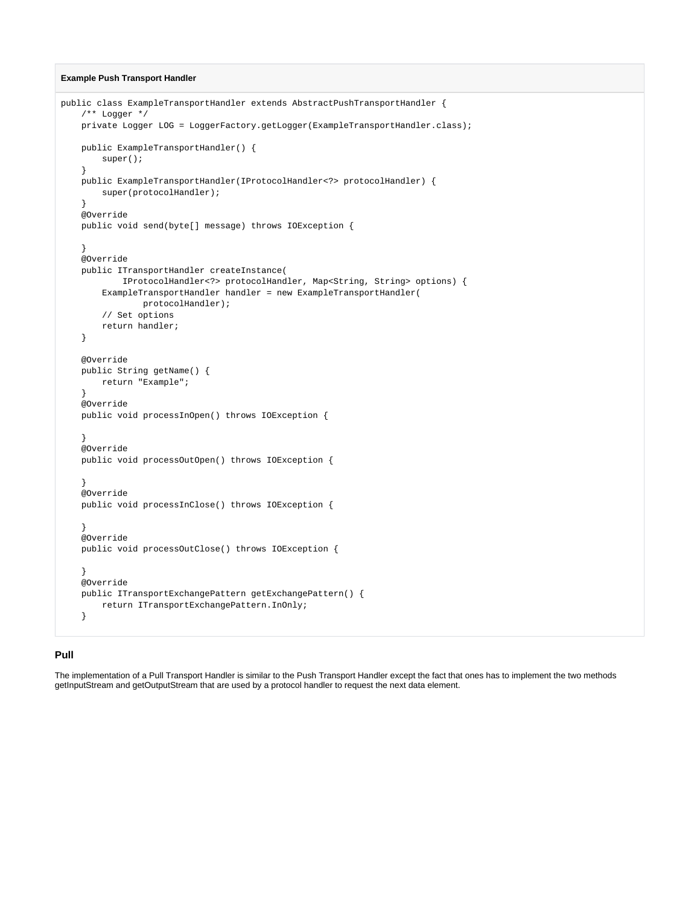**Example Push Transport Handler**

```
public class ExampleTransportHandler extends AbstractPushTransportHandler {
    /** Logger */
    private Logger LOG = LoggerFactory.getLogger(ExampleTransportHandler.class);

    public ExampleTransportHandler() {
        super();
    }
    public ExampleTransportHandler(IProtocolHandler<?> protocolHandler) {
        super(protocolHandler);
    }
    @Override
    public void send(byte[] message) throws IOException {

    }
    @Override
    public ITransportHandler createInstance(
            IProtocolHandler<?> protocolHandler, Map<String, String> options) {
        ExampleTransportHandler handler = new ExampleTransportHandler(
                protocolHandler);
        // Set options
        return handler;
    }

    @Override
    public String getName() {
        return "Example";
    }
    @Override
    public void processInOpen() throws IOException {

    }
    @Override
    public void processOutOpen() throws IOException {

    }
    @Override
    public void processInClose() throws IOException {

    }
    @Override
    public void processOutClose() throws IOException {

    }
    @Override
    public ITransportExchangePattern getExchangePattern() {
        return ITransportExchangePattern.InOnly;
    }
```

### Pull

The implementation of a Pull Transport Handler is similar to the Push Transport Handler except the fact that ones has to implement the two methods getInputStream and getOutputStream that are used by a protocol handler to request the next data element.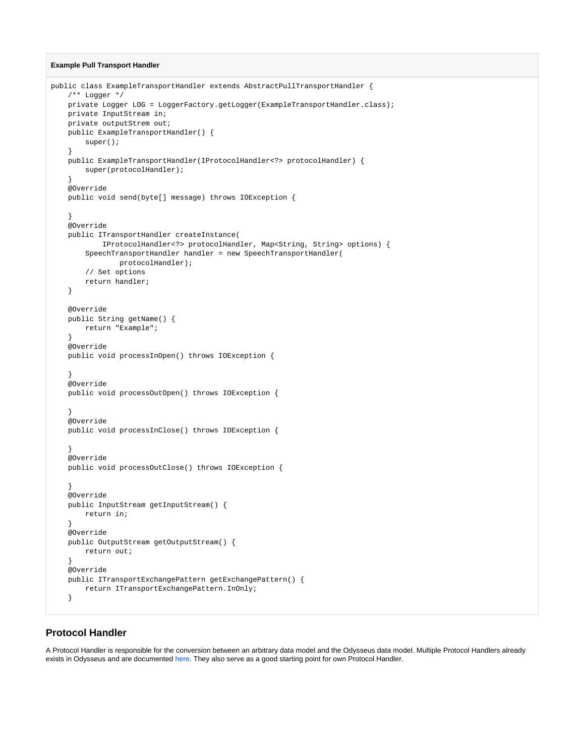**Example Pull Transport Handler**

```
public class ExampleTransportHandler extends AbstractPullTransportHandler {
    /** Logger */
    private Logger LOG = LoggerFactory.getLogger(ExampleTransportHandler.class);
    private InputStream in;
    private outputStrem out;
    public ExampleTransportHandler() {
        super();
    }
    public ExampleTransportHandler(IProtocolHandler<?> protocolHandler) {
        super(protocolHandler);
    }
    @Override
    public void send(byte[] message) throws IOException {

    }
    @Override
    public ITransportHandler createInstance(
            IProtocolHandler<?> protocolHandler, Map<String, String> options) {
        SpeechTransportHandler handler = new SpeechTransportHandler(
                protocolHandler);
        // Set options
        return handler;
    }

    @Override
    public String getName() {
        return "Example";
    }
    @Override
    public void processInOpen() throws IOException {

    }
    @Override
    public void processOutOpen() throws IOException {

    }
    @Override
    public void processInClose() throws IOException {

    }
    @Override
    public void processOutClose() throws IOException {

    }
    @Override
    public InputStream getInputStream() {
        return in;
    }
    @Override
    public OutputStream getOutputStream() {
        return out;
    }
    @Override
    public ITransportExchangePattern getExchangePattern() {
        return ITransportExchangePattern.InOnly;
    }
```

## Protocol Handler

A Protocol Handler is responsible for the conversion between an arbitrary data model and the Odysseus data model. Multiple Protocol Handlers already exists in Odysseus and are documented here. They also serve as a good starting point for own Protocol Handler.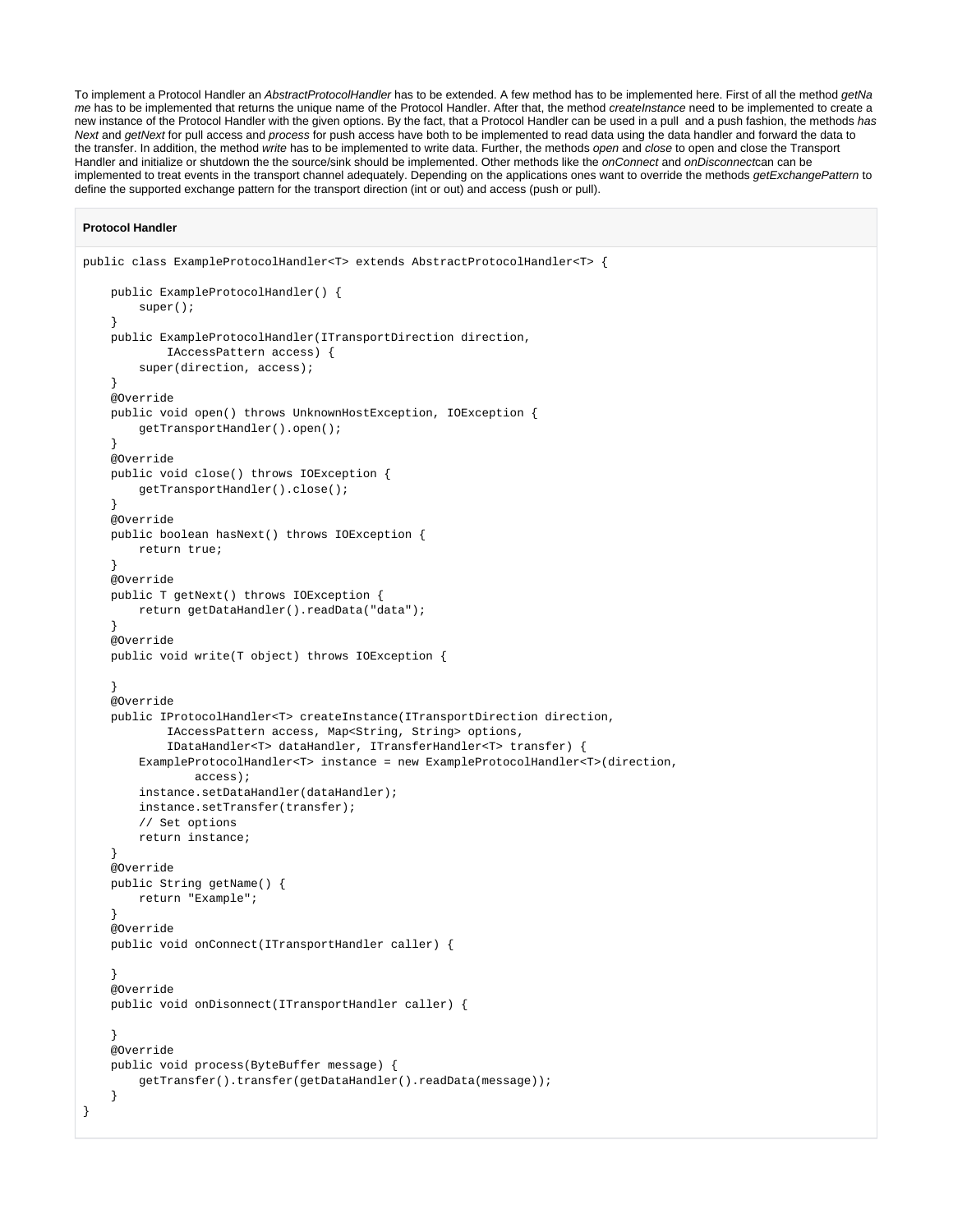To implement a Protocol Handler an *AbstractProtocolHandler* has to be extended. A few method has to be implemented here. First of all the method *getName* has to be implemented that returns the unique name of the Protocol Handler. After that, the method *createInstance* need to be implemented to create a new instance of the Protocol Handler with the given options. By the fact, that a Protocol Handler can be used in a pull and a push fashion, the methods *hasNext* and *getNext* for pull access and *process* for push access have both to be implemented to read data using the data handler and forward the data to the transfer. In addition, the method *write* has to be implemented to write data. Further, the methods *open* and *close* to open and close the Transport Handler and initialize or shutdown the the source/sink should be implemented. Other methods like the *onConnect* and *onDisconnect*can can be implemented to treat events in the transport channel adequately. Depending on the applications ones want to override the methods *getExchangePattern* to define the supported exchange pattern for the transport direction (int or out) and access (push or pull).

**Protocol Handler**

```
public class ExampleProtocolHandler<T> extends AbstractProtocolHandler<T> {

    public ExampleProtocolHandler() {
        super();
    }
    public ExampleProtocolHandler(ITransportDirection direction,
            IAccessPattern access) {
        super(direction, access);
    }
    @Override
    public void open() throws UnknownHostException, IOException {
        getTransportHandler().open();
    }
    @Override
    public void close() throws IOException {
        getTransportHandler().close();
    }
    @Override
    public boolean hasNext() throws IOException {
        return true;
    }
    @Override
    public T getNext() throws IOException {
        return getDataHandler().readData("data");
    }
    @Override
    public void write(T object) throws IOException {

    }
    @Override
    public IProtocolHandler<T> createInstance(ITransportDirection direction,
            IAccessPattern access, Map<String, String> options,
            IDataHandler<T> dataHandler, ITransferHandler<T> transfer) {
        ExampleProtocolHandler<T> instance = new ExampleProtocolHandler<T>(direction,
                access);
        instance.setDataHandler(dataHandler);
        instance.setTransfer(transfer);
        // Set options
        return instance;
    }
    @Override
    public String getName() {
        return "Example";
    }
    @Override
    public void onConnect(ITransportHandler caller) {

    }
    @Override
    public void onDisonnect(ITransportHandler caller) {

    }
    @Override
    public void process(ByteBuffer message) {
        getTransfer().transfer(getDataHandler().readData(message));
    }
}
```